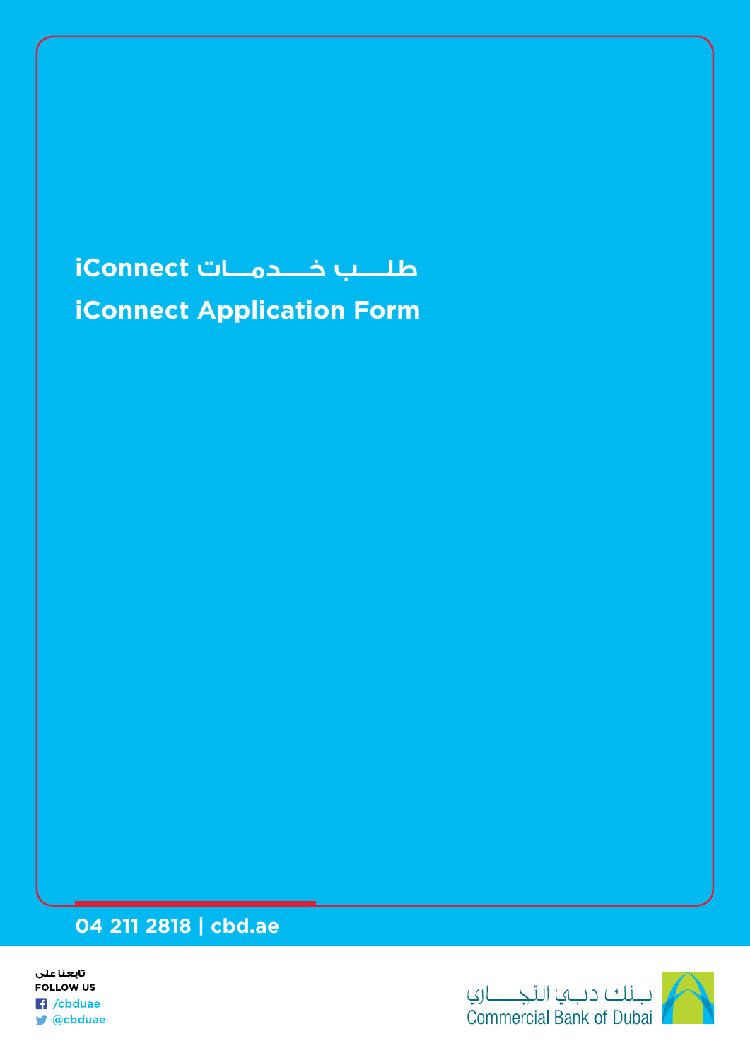# طلب خدمات iConnect

# iConnect Application Form

04 211 2818 | cbd.ae

تابعنا على
FOLLOW US
/cbduae
@cbduae

بنك دبي التجاري
Commercial Bank of Dubai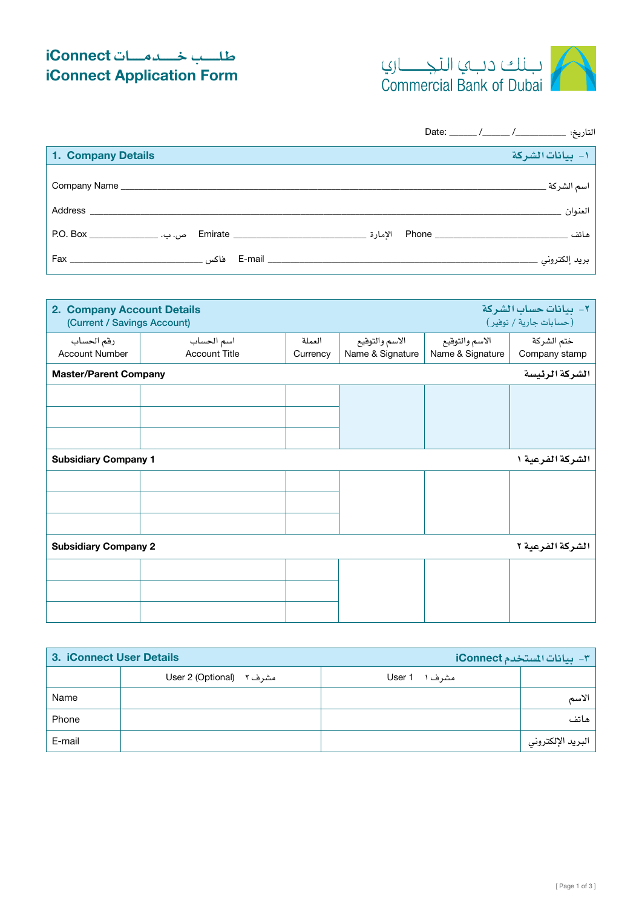# iConnect طلـــب خـــدمــات
# iConnect Application Form

بــنك دبـي التجـــاري
Commercial Bank of Dubai

Date: ______ /______ /__________ :التاريخ

## 1. Company Details ١- بيانات الشركة

Company Name ______________________________________________ اسم الشركة

Address ______________________________________________ العنوان

P.O. Box ______________ ص.ب. Emirate ______________________ الإمارة Phone ______________________ هاتف

Fax ______________________ فاكس E-mail ______________________________________________ بريد إلكتروني

## 2. Company Account Details (Current / Savings Account) ٢- بيانات حساب الشركة (حسابات جارية / توفير)

| رقم الحساب Account Number | اسم الحساب Account Title | العملة Currency | الاسم والتوقيع Name & Signature | الاسم والتوقيع Name & Signature | ختم الشركة Company stamp |
|---|---|---|---|---|---|
| **Master/Parent Company** | | | | | **الشركة الرئيسة** |
| | | | | | |
| | | | | | |
| | | | | | |
| **Subsidiary Company 1** | | | | | **الشركة الفرعية ١** |
| | | | | | |
| | | | | | |
| | | | | | |
| **Subsidiary Company 2** | | | | | **الشركة الفرعية ٢** |
| | | | | | |
| | | | | | |
| | | | | | |

## 3. iConnect User Details ٣- بيانات المستخدم iConnect

| | User 2 (Optional) مشرف ٢ | User 1 مشرف ١ | |
|---|---|---|---|
| Name | | | الاسم |
| Phone | | | هاتف |
| E-mail | | | البريد الإلكتروني |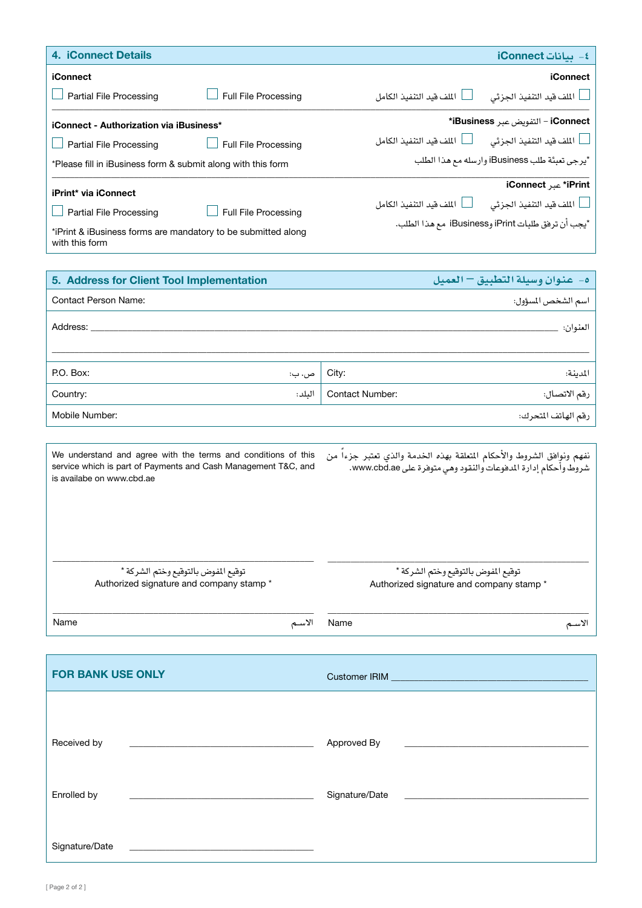## 4. iConnect Details — ٤- بيانات iConnect

**iConnect** — **iConnect**

☐ Partial File Processing ☐ Full File Processing

☐ الملف قيد التنفيذ الجزئي ☐ الملف قيد التنفيذ الكامل

**iConnect - Authorization via iBusiness*** — **iConnect - التفويض عبر iBusiness***

☐ Partial File Processing ☐ Full File Processing

☐ الملف قيد التنفيذ الجزئي ☐ الملف قيد التنفيذ الكامل

*Please fill in iBusiness form & submit along with this form

*يرجى تعبئة طلب iBusiness وارسله مع هذا الطلب

**iPrint* via iConnect** — **iPrint* عبر iConnect**

☐ Partial File Processing ☐ Full File Processing

☐ الملف قيد التنفيذ الجزئي ☐ الملف قيد التنفيذ الكامل

*iPrint & iBusiness forms are mandatory to be submitted along with this form

*يجب أن ترفق طلبات iPrint وiBusiness مع هذا الطلب.

## 5. Address for Client Tool Implementation — ٥- عنوان وسيلة التطبيق – العميل

| | |
|---|---|
| Contact Person Name: | اسم الشخص المسؤول: |
| Address: ____________ | العنوان: |
| P.O. Box: ص. ب: | City: المدينة: |
| Country: البلد: | Contact Number: رقم الاتصال: |
| Mobile Number: | رقم الهاتف المتحرك: |

We understand and agree with the terms and conditions of this service which is part of Payments and Cash Management T&C, and is availabe on www.cbd.ae

نفهم ونوافق الشروط والأحكام المتعلقة بهذه الخدمة والذي تعتبر جزءاً من شروط وأحكام إدارة المدفوعات والنقود وهي متوفرة على www.cbd.ae.

| | |
|---|---|
| ______________________ | ______________________ |
| توقيع المفوض بالتوقيع وختم الشركة * Authorized signature and company stamp * | توقيع المفوض بالتوقيع وختم الشركة * Authorized signature and company stamp * |
| ______________________ | ______________________ |
| Name الاسـم | Name الاسـم |

**FOR BANK USE ONLY** Customer IRIM ______________________

| | |
|---|---|
| Received by ______________________ | Approved By ______________________ |
| Enrolled by ______________________ | Signature/Date ______________________ |
| Signature/Date ______________________ | |